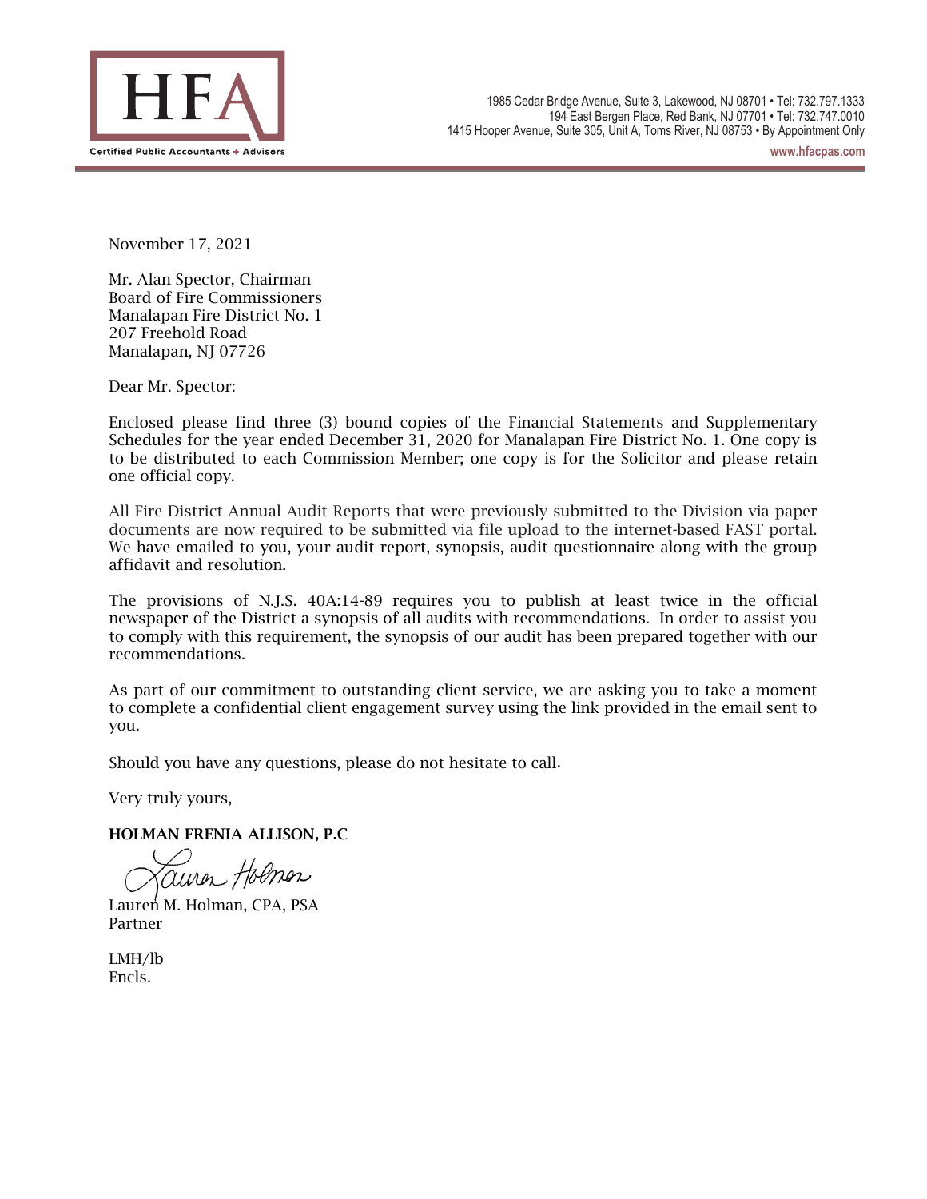**HFA**
Certified Public Accountants + Advisors

1985 Cedar Bridge Avenue, Suite 3, Lakewood, NJ 08701 • Tel: 732.797.1333
194 East Bergen Place, Red Bank, NJ 07701 • Tel: 732.747.0010
1415 Hooper Avenue, Suite 305, Unit A, Toms River, NJ 08753 • By Appointment Only
www.hfacpas.com

November 17, 2021

Mr. Alan Spector, Chairman
Board of Fire Commissioners
Manalapan Fire District No. 1
207 Freehold Road
Manalapan, NJ 07726

Dear Mr. Spector:

Enclosed please find three (3) bound copies of the Financial Statements and Supplementary Schedules for the year ended December 31, 2020 for Manalapan Fire District No. 1. One copy is to be distributed to each Commission Member; one copy is for the Solicitor and please retain one official copy.

All Fire District Annual Audit Reports that were previously submitted to the Division via paper documents are now required to be submitted via file upload to the internet-based FAST portal. We have emailed to you, your audit report, synopsis, audit questionnaire along with the group affidavit and resolution.

The provisions of N.J.S. 40A:14-89 requires you to publish at least twice in the official newspaper of the District a synopsis of all audits with recommendations. In order to assist you to comply with this requirement, the synopsis of our audit has been prepared together with our recommendations.

As part of our commitment to outstanding client service, we are asking you to take a moment to complete a confidential client engagement survey using the link provided in the email sent to you.

Should you have any questions, please do not hesitate to call.

Very truly yours,

**HOLMAN FRENIA ALLISON, P.C**

Lauren M. Holman, CPA, PSA
Partner

LMH/lb
Encls.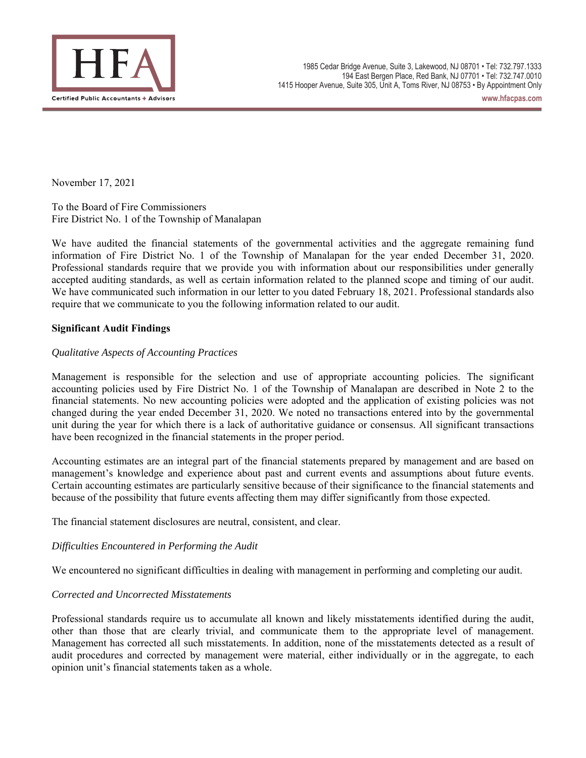HFA

Certified Public Accountants + Advisors

1985 Cedar Bridge Avenue, Suite 3, Lakewood, NJ 08701 • Tel: 732.797.1333
194 East Bergen Place, Red Bank, NJ 07701 • Tel: 732.747.0010
1415 Hooper Avenue, Suite 305, Unit A, Toms River, NJ 08753 • By Appointment Only
www.hfacpas.com

November 17, 2021

To the Board of Fire Commissioners
Fire District No. 1 of the Township of Manalapan

We have audited the financial statements of the governmental activities and the aggregate remaining fund information of Fire District No. 1 of the Township of Manalapan for the year ended December 31, 2020. Professional standards require that we provide you with information about our responsibilities under generally accepted auditing standards, as well as certain information related to the planned scope and timing of our audit. We have communicated such information in our letter to you dated February 18, 2021. Professional standards also require that we communicate to you the following information related to our audit.

**Significant Audit Findings**

*Qualitative Aspects of Accounting Practices*

Management is responsible for the selection and use of appropriate accounting policies. The significant accounting policies used by Fire District No. 1 of the Township of Manalapan are described in Note 2 to the financial statements. No new accounting policies were adopted and the application of existing policies was not changed during the year ended December 31, 2020. We noted no transactions entered into by the governmental unit during the year for which there is a lack of authoritative guidance or consensus. All significant transactions have been recognized in the financial statements in the proper period.

Accounting estimates are an integral part of the financial statements prepared by management and are based on management's knowledge and experience about past and current events and assumptions about future events. Certain accounting estimates are particularly sensitive because of their significance to the financial statements and because of the possibility that future events affecting them may differ significantly from those expected.

The financial statement disclosures are neutral, consistent, and clear.

*Difficulties Encountered in Performing the Audit*

We encountered no significant difficulties in dealing with management in performing and completing our audit.

*Corrected and Uncorrected Misstatements*

Professional standards require us to accumulate all known and likely misstatements identified during the audit, other than those that are clearly trivial, and communicate them to the appropriate level of management. Management has corrected all such misstatements. In addition, none of the misstatements detected as a result of audit procedures and corrected by management were material, either individually or in the aggregate, to each opinion unit's financial statements taken as a whole.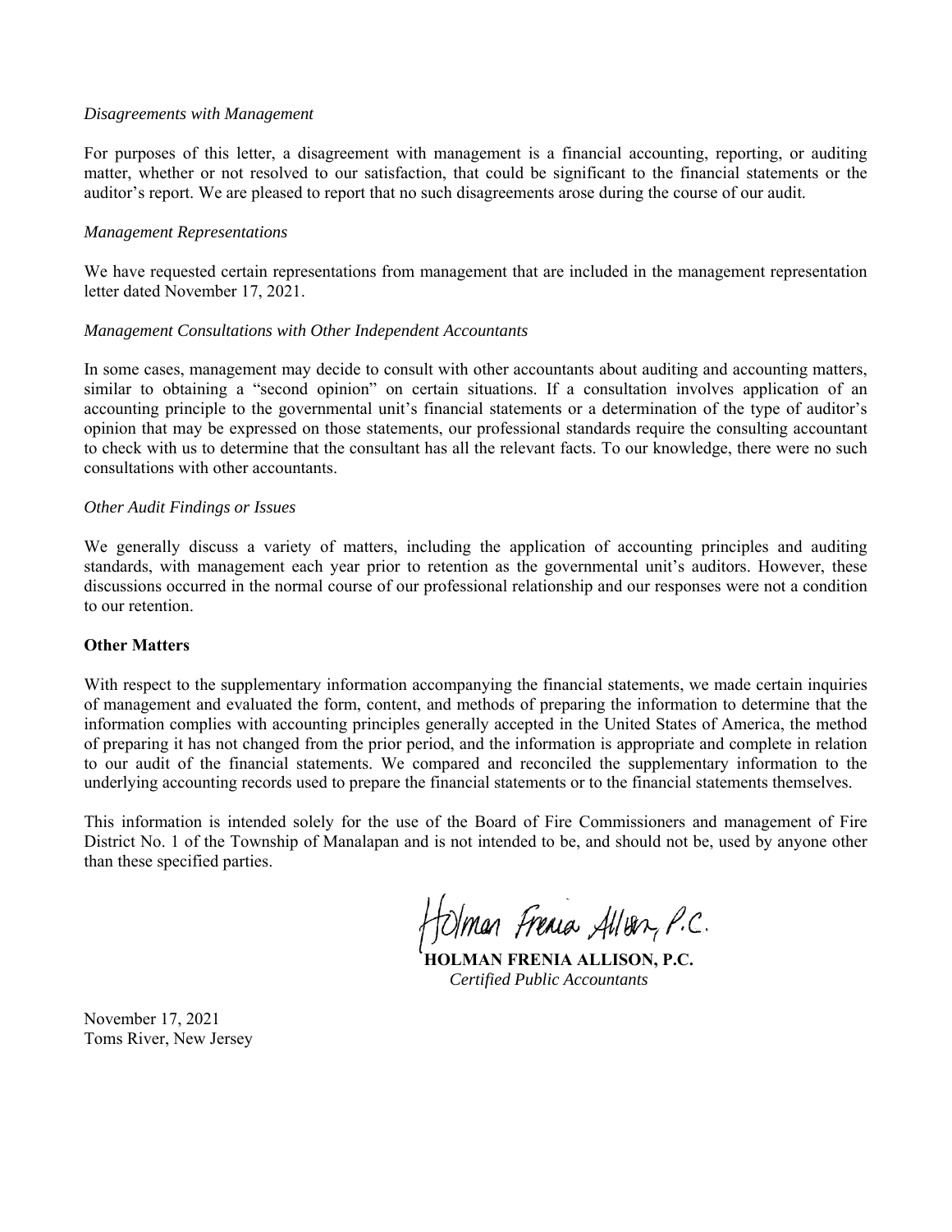*Disagreements with Management*

For purposes of this letter, a disagreement with management is a financial accounting, reporting, or auditing matter, whether or not resolved to our satisfaction, that could be significant to the financial statements or the auditor's report. We are pleased to report that no such disagreements arose during the course of our audit.

*Management Representations*

We have requested certain representations from management that are included in the management representation letter dated November 17, 2021.

*Management Consultations with Other Independent Accountants*

In some cases, management may decide to consult with other accountants about auditing and accounting matters, similar to obtaining a "second opinion" on certain situations. If a consultation involves application of an accounting principle to the governmental unit's financial statements or a determination of the type of auditor's opinion that may be expressed on those statements, our professional standards require the consulting accountant to check with us to determine that the consultant has all the relevant facts. To our knowledge, there were no such consultations with other accountants.

*Other Audit Findings or Issues*

We generally discuss a variety of matters, including the application of accounting principles and auditing standards, with management each year prior to retention as the governmental unit's auditors. However, these discussions occurred in the normal course of our professional relationship and our responses were not a condition to our retention.

**Other Matters**

With respect to the supplementary information accompanying the financial statements, we made certain inquiries of management and evaluated the form, content, and methods of preparing the information to determine that the information complies with accounting principles generally accepted in the United States of America, the method of preparing it has not changed from the prior period, and the information is appropriate and complete in relation to our audit of the financial statements. We compared and reconciled the supplementary information to the underlying accounting records used to prepare the financial statements or to the financial statements themselves.

This information is intended solely for the use of the Board of Fire Commissioners and management of Fire District No. 1 of the Township of Manalapan and is not intended to be, and should not be, used by anyone other than these specified parties.

Holman Frenia Allison, P.C.

**HOLMAN FRENIA ALLISON, P.C.**
*Certified Public Accountants*

November 17, 2021
Toms River, New Jersey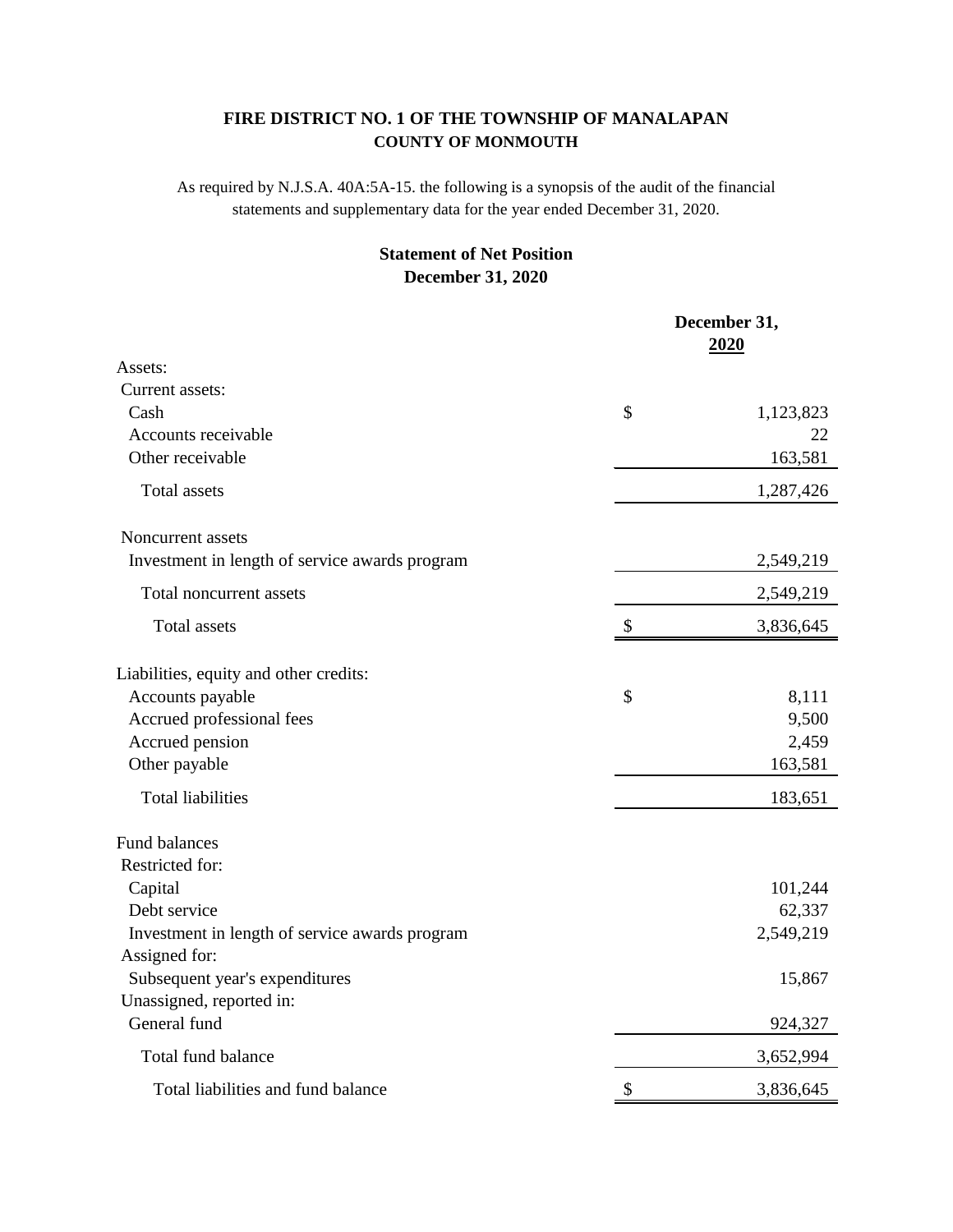# FIRE DISTRICT NO. 1 OF THE TOWNSHIP OF MANALAPAN
## COUNTY OF MONMOUTH

As required by N.J.S.A. 40A:5A-15. the following is a synopsis of the audit of the financial statements and supplementary data for the year ended December 31, 2020.

### Statement of Net Position
### December 31, 2020

| | | December 31, 2020 |
|---|---|---|
| Assets: | | |
| Current assets: | | |
| Cash | $ | 1,123,823 |
| Accounts receivable | | 22 |
| Other receivable | | 163,581 |
| Total assets | | 1,287,426 |
| Noncurrent assets | | |
| Investment in length of service awards program | | 2,549,219 |
| Total noncurrent assets | | 2,549,219 |
| Total assets | $ | 3,836,645 |
| Liabilities, equity and other credits: | | |
| Accounts payable | $ | 8,111 |
| Accrued professional fees | | 9,500 |
| Accrued pension | | 2,459 |
| Other payable | | 163,581 |
| Total liabilities | | 183,651 |
| Fund balances | | |
| Restricted for: | | |
| Capital | | 101,244 |
| Debt service | | 62,337 |
| Investment in length of service awards program | | 2,549,219 |
| Assigned for: | | |
| Subsequent year's expenditures | | 15,867 |
| Unassigned, reported in: | | |
| General fund | | 924,327 |
| Total fund balance | | 3,652,994 |
| Total liabilities and fund balance | $ | 3,836,645 |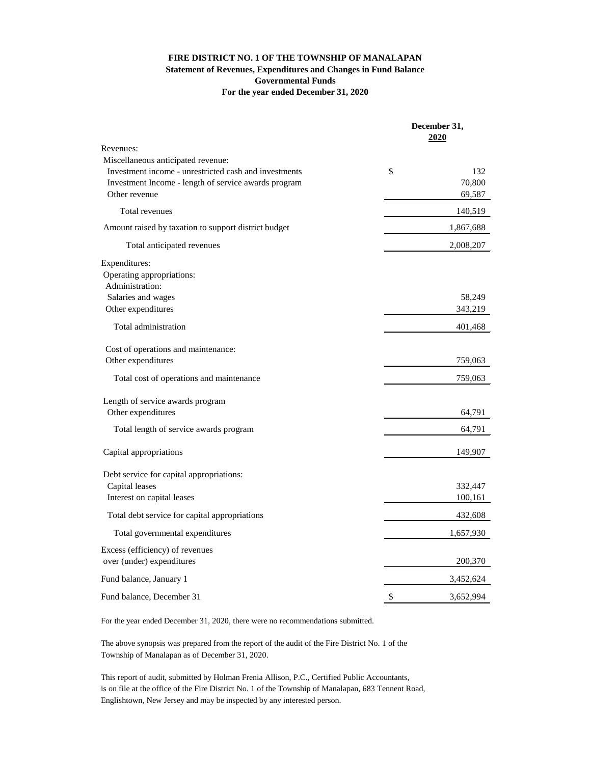**FIRE DISTRICT NO. 1 OF THE TOWNSHIP OF MANALAPAN**
**Statement of Revenues, Expenditures and Changes in Fund Balance**
**Governmental Funds**
**For the year ended December 31, 2020**

| | December 31, 2020 |
|---|---|
| Revenues: | |
| Miscellaneous anticipated revenue: | |
| Investment income - unrestricted cash and investments | $ 132 |
| Investment Income - length of service awards program | 70,800 |
| Other revenue | 69,587 |
| Total revenues | 140,519 |
| Amount raised by taxation to support district budget | 1,867,688 |
| Total anticipated revenues | 2,008,207 |
| Expenditures: | |
| Operating appropriations: | |
| Administration: | |
| Salaries and wages | 58,249 |
| Other expenditures | 343,219 |
| Total administration | 401,468 |
| Cost of operations and maintenance: | |
| Other expenditures | 759,063 |
| Total cost of operations and maintenance | 759,063 |
| Length of service awards program | |
| Other expenditures | 64,791 |
| Total length of service awards program | 64,791 |
| Capital appropriations | 149,907 |
| Debt service for capital appropriations: | |
| Capital leases | 332,447 |
| Interest on capital leases | 100,161 |
| Total debt service for capital appropriations | 432,608 |
| Total governmental expenditures | 1,657,930 |
| Excess (efficiency) of revenues over (under) expenditures | 200,370 |
| Fund balance, January 1 | 3,452,624 |
| Fund balance, December 31 | $ 3,652,994 |

For the year ended December 31, 2020, there were no recommendations submitted.

The above synopsis was prepared from the report of the audit of the Fire District No. 1 of the Township of Manalapan as of December 31, 2020.

This report of audit, submitted by Holman Frenia Allison, P.C., Certified Public Accountants, is on file at the office of the Fire District No. 1 of the Township of Manalapan, 683 Tennent Road, Englishtown, New Jersey and may be inspected by any interested person.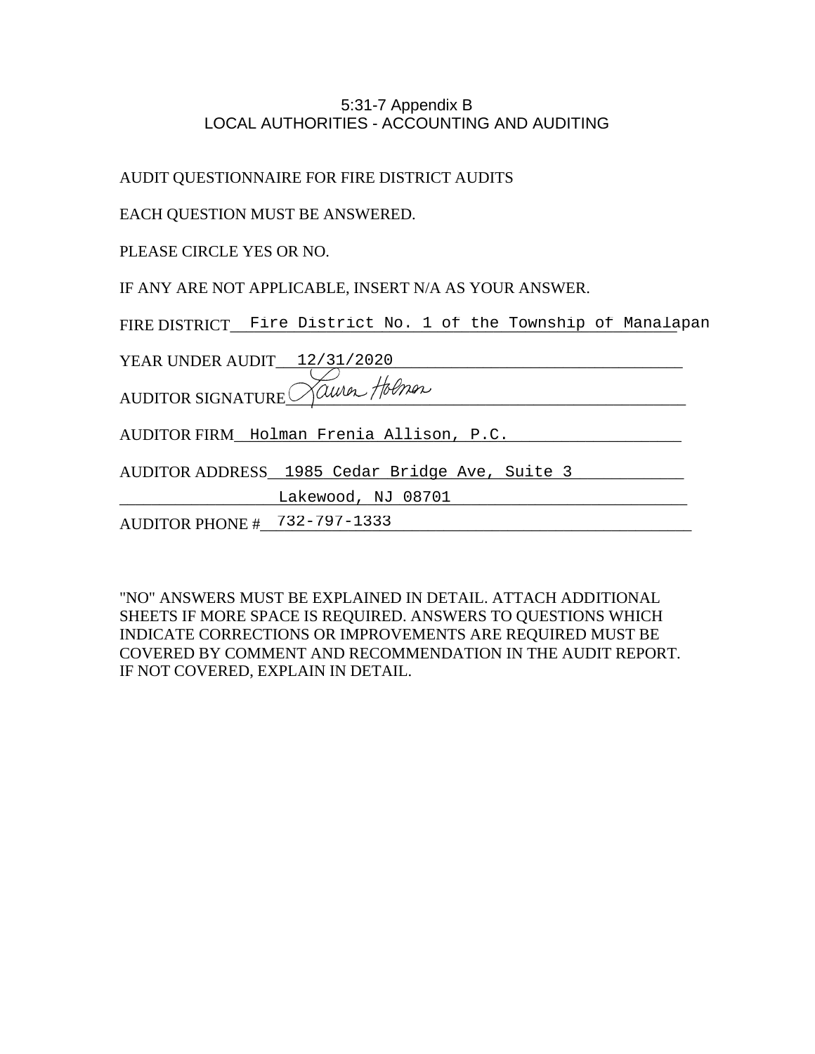5:31-7 Appendix B
LOCAL AUTHORITIES - ACCOUNTING AND AUDITING

AUDIT QUESTIONNAIRE FOR FIRE DISTRICT AUDITS

EACH QUESTION MUST BE ANSWERED.

PLEASE CIRCLE YES OR NO.

IF ANY ARE NOT APPLICABLE, INSERT N/A AS YOUR ANSWER.

FIRE DISTRICT Fire District No. 1 of the Township of Manalapan

YEAR UNDER AUDIT 12/31/2020

AUDITOR SIGNATURE Lauren Holman

AUDITOR FIRM Holman Frenia Allison, P.C.

AUDITOR ADDRESS 1985 Cedar Bridge Ave, Suite 3
Lakewood, NJ 08701

AUDITOR PHONE # 732-797-1333

"NO" ANSWERS MUST BE EXPLAINED IN DETAIL. ATTACH ADDITIONAL SHEETS IF MORE SPACE IS REQUIRED. ANSWERS TO QUESTIONS WHICH INDICATE CORRECTIONS OR IMPROVEMENTS ARE REQUIRED MUST BE COVERED BY COMMENT AND RECOMMENDATION IN THE AUDIT REPORT. IF NOT COVERED, EXPLAIN IN DETAIL.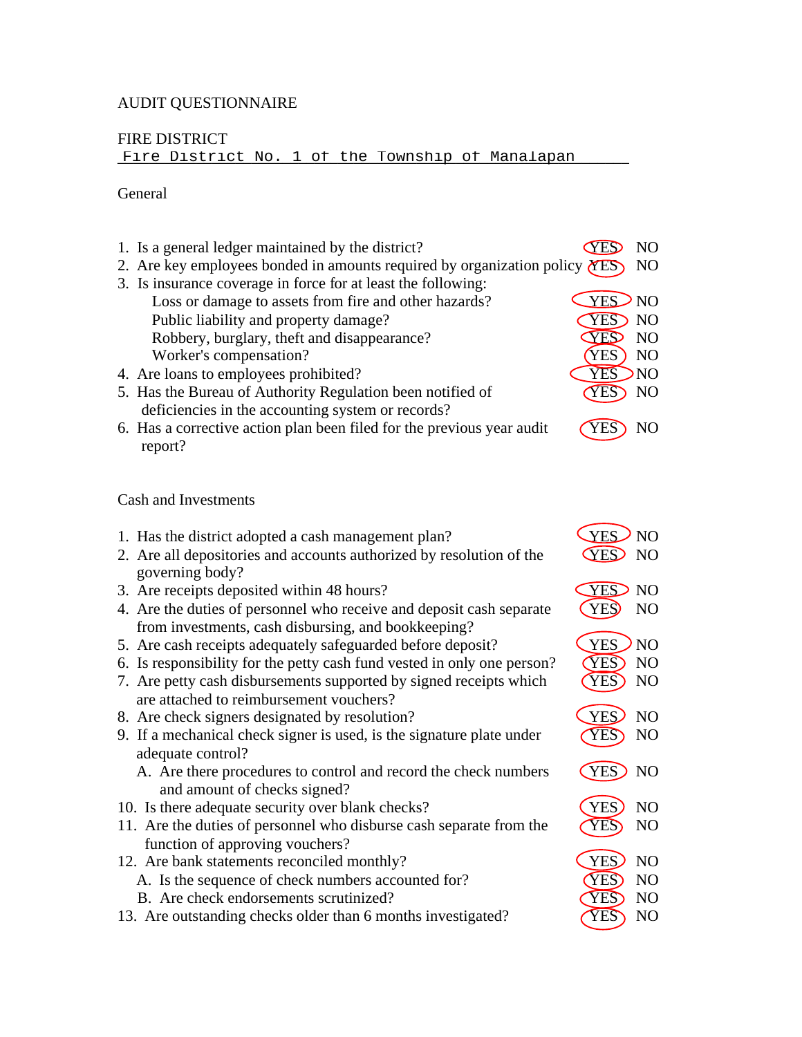AUDIT QUESTIONNAIRE

FIRE DISTRICT
Fire District No. 1 of the Township of Manalapan

General

| Question | YES | NO |
|---|---|---|
| 1. Is a general ledger maintained by the district? | (YES) | NO |
| 2. Are key employees bonded in amounts required by organization policy | (YES) | NO |
| 3. Is insurance coverage in force for at least the following: | | |
| Loss or damage to assets from fire and other hazards? | (YES) | NO |
| Public liability and property damage? | (YES) | NO |
| Robbery, burglary, theft and disappearance? | (YES) | NO |
| Worker's compensation? | (YES) | NO |
| 4. Are loans to employees prohibited? | (YES) | NO |
| 5. Has the Bureau of Authority Regulation been notified of deficiencies in the accounting system or records? | (YES) | NO |
| 6. Has a corrective action plan been filed for the previous year audit report? | (YES) | NO |

Cash and Investments

| Question | YES | NO |
|---|---|---|
| 1. Has the district adopted a cash management plan? | (YES) | NO |
| 2. Are all depositories and accounts authorized by resolution of the governing body? | (YES) | NO |
| 3. Are receipts deposited within 48 hours? | (YES) | NO |
| 4. Are the duties of personnel who receive and deposit cash separate from investments, cash disbursing, and bookkeeping? | (YES) | NO |
| 5. Are cash receipts adequately safeguarded before deposit? | (YES) | NO |
| 6. Is responsibility for the petty cash fund vested in only one person? | (YES) | NO |
| 7. Are petty cash disbursements supported by signed receipts which are attached to reimbursement vouchers? | (YES) | NO |
| 8. Are check signers designated by resolution? | (YES) | NO |
| 9. If a mechanical check signer is used, is the signature plate under adequate control? | (YES) | NO |
| A. Are there procedures to control and record the check numbers and amount of checks signed? | (YES) | NO |
| 10. Is there adequate security over blank checks? | (YES) | NO |
| 11. Are the duties of personnel who disburse cash separate from the function of approving vouchers? | (YES) | NO |
| 12. Are bank statements reconciled monthly? | (YES) | NO |
| A. Is the sequence of check numbers accounted for? | (YES) | NO |
| B. Are check endorsements scrutinized? | (YES) | NO |
| 13. Are outstanding checks older than 6 months investigated? | (YES) | NO |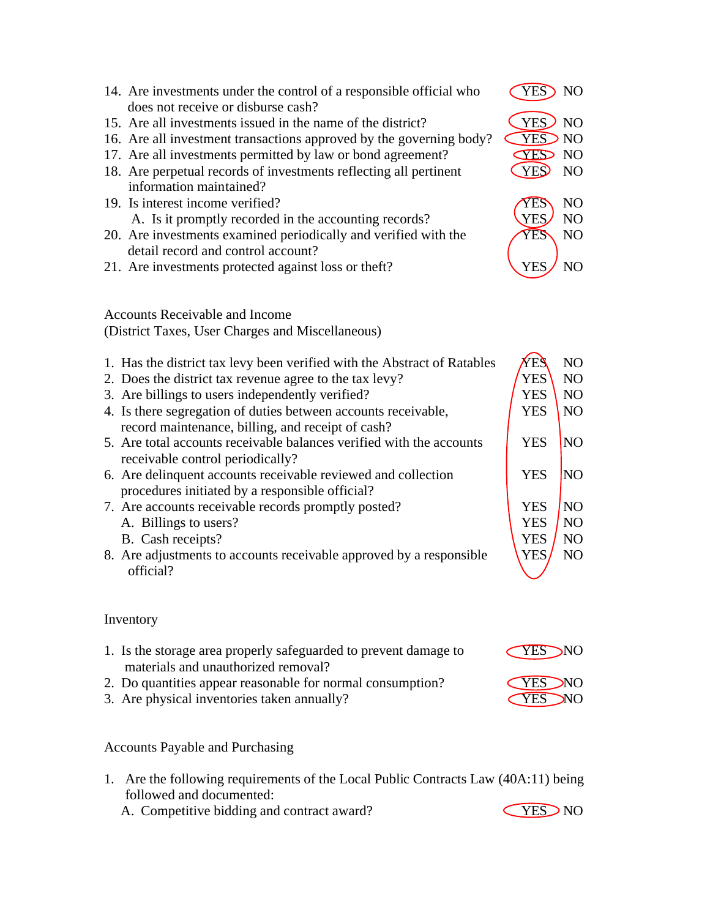14. Are investments under the control of a responsible official who does not receive or disburse cash? YES NO
15. Are all investments issued in the name of the district? YES NO
16. Are all investment transactions approved by the governing body? YES NO
17. Are all investments permitted by law or bond agreement? YES NO
18. Are perpetual records of investments reflecting all pertinent information maintained? YES NO
19. Is interest income verified? YES NO
    A. Is it promptly recorded in the accounting records? YES NO
20. Are investments examined periodically and verified with the detail record and control account? YES NO
21. Are investments protected against loss or theft? YES NO

Accounts Receivable and Income
(District Taxes, User Charges and Miscellaneous)

1. Has the district tax levy been verified with the Abstract of Ratables YES NO
2. Does the district tax revenue agree to the tax levy? YES NO
3. Are billings to users independently verified? YES NO
4. Is there segregation of duties between accounts receivable, record maintenance, billing, and receipt of cash? YES NO
5. Are total accounts receivable balances verified with the accounts receivable control periodically? YES NO
6. Are delinquent accounts receivable reviewed and collection procedures initiated by a responsible official? YES NO
7. Are accounts receivable records promptly posted? YES NO
   A. Billings to users? YES NO
   B. Cash receipts? YES NO
8. Are adjustments to accounts receivable approved by a responsible official? YES NO

Inventory

1. Is the storage area properly safeguarded to prevent damage to materials and unauthorized removal? YES NO
2. Do quantities appear reasonable for normal consumption? YES NO
3. Are physical inventories taken annually? YES NO

Accounts Payable and Purchasing

1. Are the following requirements of the Local Public Contracts Law (40A:11) being followed and documented:
   A. Competitive bidding and contract award? YES NO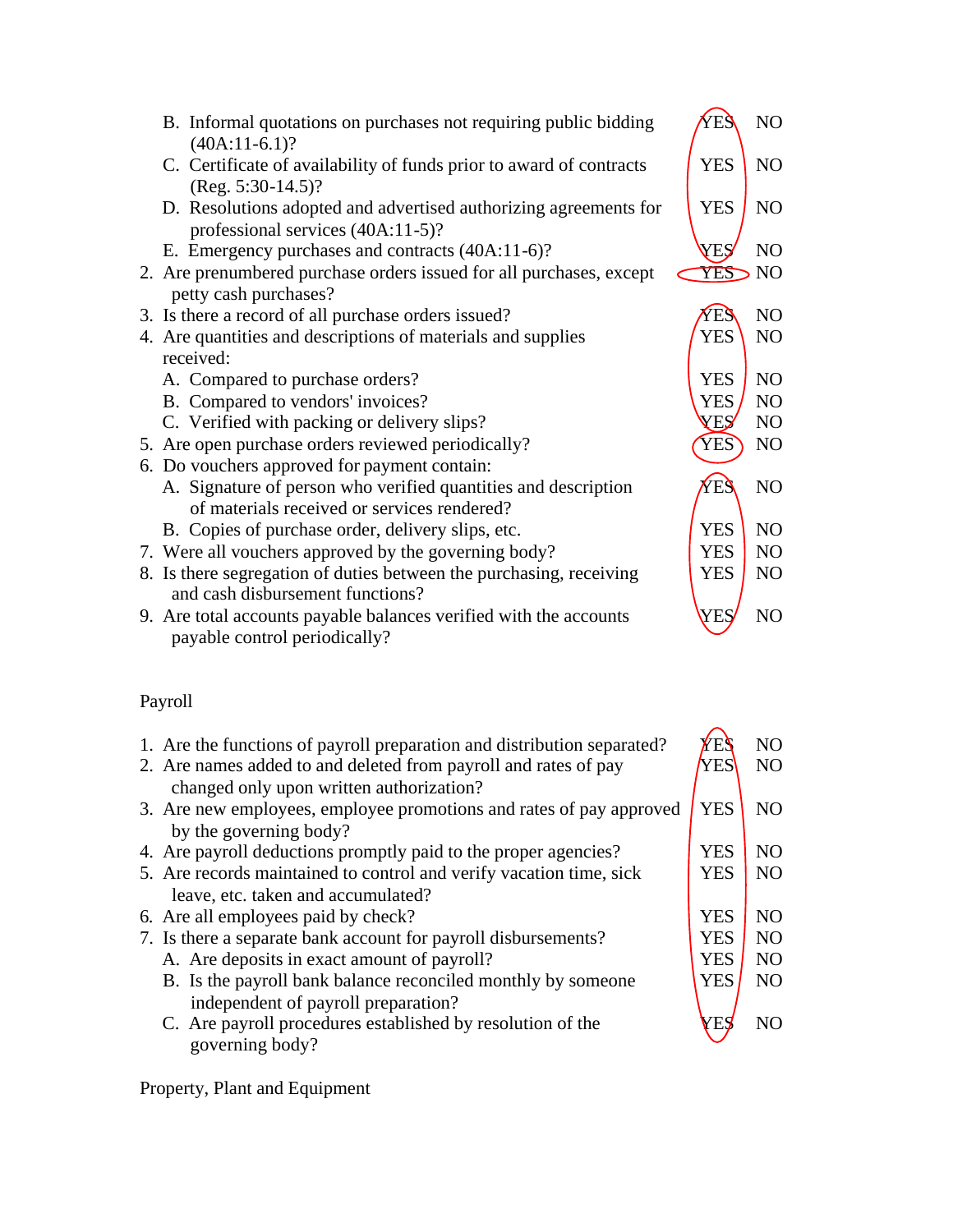B. Informal quotations on purchases not requiring public bidding (40A:11-6.1)? YES NO

C. Certificate of availability of funds prior to award of contracts (Reg. 5:30-14.5)? YES NO

D. Resolutions adopted and advertised authorizing agreements for professional services (40A:11-5)? YES NO

E. Emergency purchases and contracts (40A:11-6)? YES NO

2. Are prenumbered purchase orders issued for all purchases, except petty cash purchases? YES NO

3. Is there a record of all purchase orders issued? YES NO

4. Are quantities and descriptions of materials and supplies received: YES NO

   A. Compared to purchase orders? YES NO

   B. Compared to vendors' invoices? YES NO

   C. Verified with packing or delivery slips? YES NO

5. Are open purchase orders reviewed periodically? YES NO

6. Do vouchers approved for payment contain:

   A. Signature of person who verified quantities and description of materials received or services rendered? YES NO

   B. Copies of purchase order, delivery slips, etc. YES NO

7. Were all vouchers approved by the governing body? YES NO

8. Is there segregation of duties between the purchasing, receiving and cash disbursement functions? YES NO

9. Are total accounts payable balances verified with the accounts payable control periodically? YES NO

Payroll

1. Are the functions of payroll preparation and distribution separated? YES NO

2. Are names added to and deleted from payroll and rates of pay changed only upon written authorization? YES NO

3. Are new employees, employee promotions and rates of pay approved by the governing body? YES NO

4. Are payroll deductions promptly paid to the proper agencies? YES NO

5. Are records maintained to control and verify vacation time, sick leave, etc. taken and accumulated? YES NO

6. Are all employees paid by check? YES NO

7. Is there a separate bank account for payroll disbursements? YES NO

   A. Are deposits in exact amount of payroll? YES NO

   B. Is the payroll bank balance reconciled monthly by someone independent of payroll preparation? YES NO

   C. Are payroll procedures established by resolution of the governing body? YES NO

Property, Plant and Equipment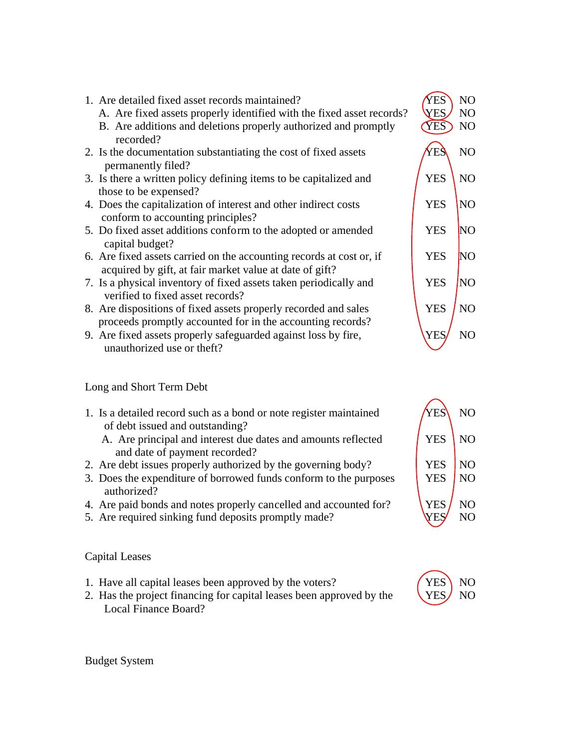1. Are detailed fixed asset records maintained? YES NO
   A. Are fixed assets properly identified with the fixed asset records? YES NO
   B. Are additions and deletions properly authorized and promptly recorded? YES NO
2. Is the documentation substantiating the cost of fixed assets permanently filed? YES NO
3. Is there a written policy defining items to be capitalized and those to be expensed? YES NO
4. Does the capitalization of interest and other indirect costs conform to accounting principles? YES NO
5. Do fixed asset additions conform to the adopted or amended capital budget? YES NO
6. Are fixed assets carried on the accounting records at cost or, if acquired by gift, at fair market value at date of gift? YES NO
7. Is a physical inventory of fixed assets taken periodically and verified to fixed asset records? YES NO
8. Are dispositions of fixed assets properly recorded and sales proceeds promptly accounted for in the accounting records? YES NO
9. Are fixed assets properly safeguarded against loss by fire, unauthorized use or theft? YES NO

Long and Short Term Debt

1. Is a detailed record such as a bond or note register maintained of debt issued and outstanding? YES NO
   A. Are principal and interest due dates and amounts reflected and date of payment recorded? YES NO
2. Are debt issues properly authorized by the governing body? YES NO
3. Does the expenditure of borrowed funds conform to the purposes authorized? YES NO
4. Are paid bonds and notes properly cancelled and accounted for? YES NO
5. Are required sinking fund deposits promptly made? YES NO

Capital Leases

1. Have all capital leases been approved by the voters? YES NO
2. Has the project financing for capital leases been approved by the Local Finance Board? YES NO

Budget System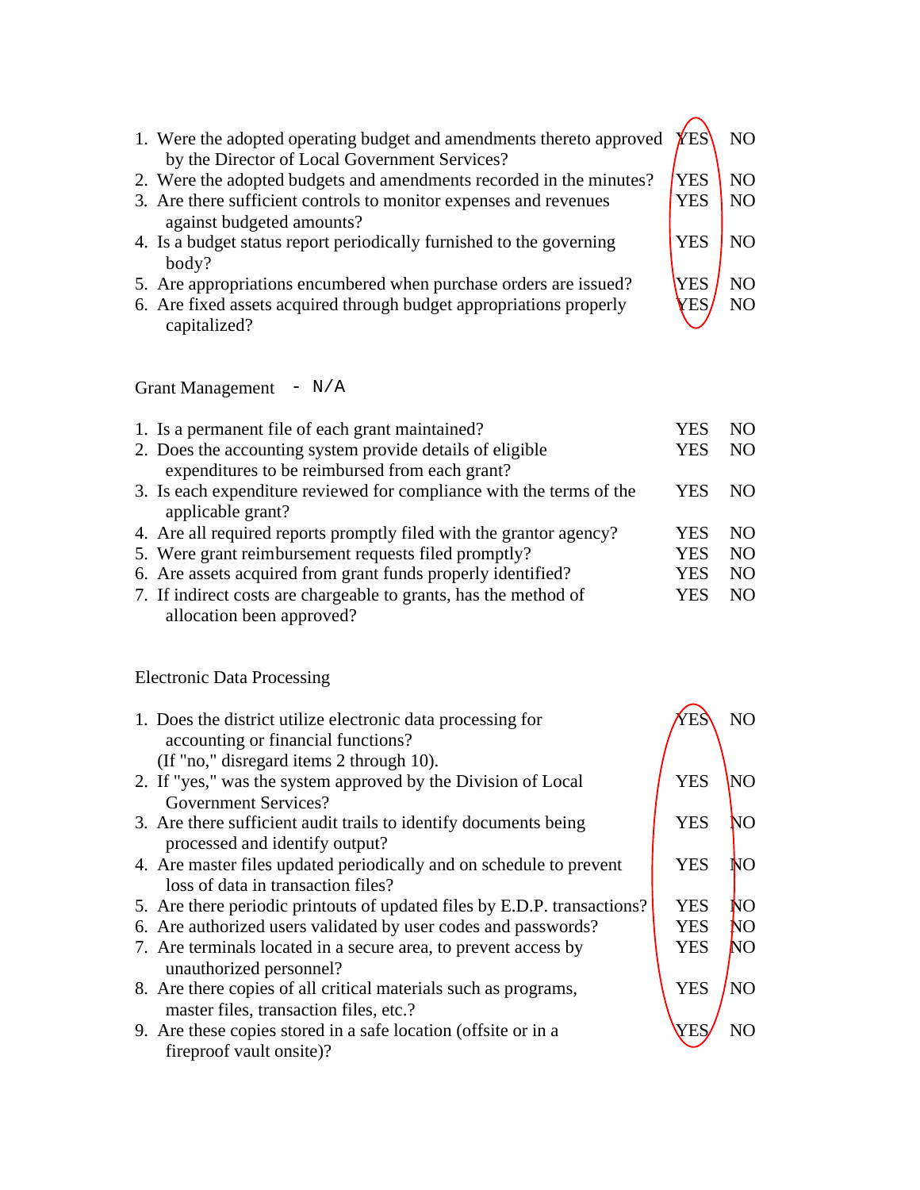| Question | | |
|---|---|---|
| 1. Were the adopted operating budget and amendments thereto approved by the Director of Local Government Services? | YES | NO |
| 2. Were the adopted budgets and amendments recorded in the minutes? | YES | NO |
| 3. Are there sufficient controls to monitor expenses and revenues against budgeted amounts? | YES | NO |
| 4. Is a budget status report periodically furnished to the governing body? | YES | NO |
| 5. Are appropriations encumbered when purchase orders are issued? | YES | NO |
| 6. Are fixed assets acquired through budget appropriations properly capitalized? | YES | NO |

Grant Management - N/A

| Question | | |
|---|---|---|
| 1. Is a permanent file of each grant maintained? | YES | NO |
| 2. Does the accounting system provide details of eligible expenditures to be reimbursed from each grant? | YES | NO |
| 3. Is each expenditure reviewed for compliance with the terms of the applicable grant? | YES | NO |
| 4. Are all required reports promptly filed with the grantor agency? | YES | NO |
| 5. Were grant reimbursement requests filed promptly? | YES | NO |
| 6. Are assets acquired from grant funds properly identified? | YES | NO |
| 7. If indirect costs are chargeable to grants, has the method of allocation been approved? | YES | NO |

Electronic Data Processing

| Question | | |
|---|---|---|
| 1. Does the district utilize electronic data processing for accounting or financial functions? (If "no," disregard items 2 through 10). | YES | NO |
| 2. If "yes," was the system approved by the Division of Local Government Services? | YES | NO |
| 3. Are there sufficient audit trails to identify documents being processed and identify output? | YES | NO |
| 4. Are master files updated periodically and on schedule to prevent loss of data in transaction files? | YES | NO |
| 5. Are there periodic printouts of updated files by E.D.P. transactions? | YES | NO |
| 6. Are authorized users validated by user codes and passwords? | YES | NO |
| 7. Are terminals located in a secure area, to prevent access by unauthorized personnel? | YES | NO |
| 8. Are there copies of all critical materials such as programs, master files, transaction files, etc.? | YES | NO |
| 9. Are these copies stored in a safe location (offsite or in a fireproof vault onsite)? | YES | NO |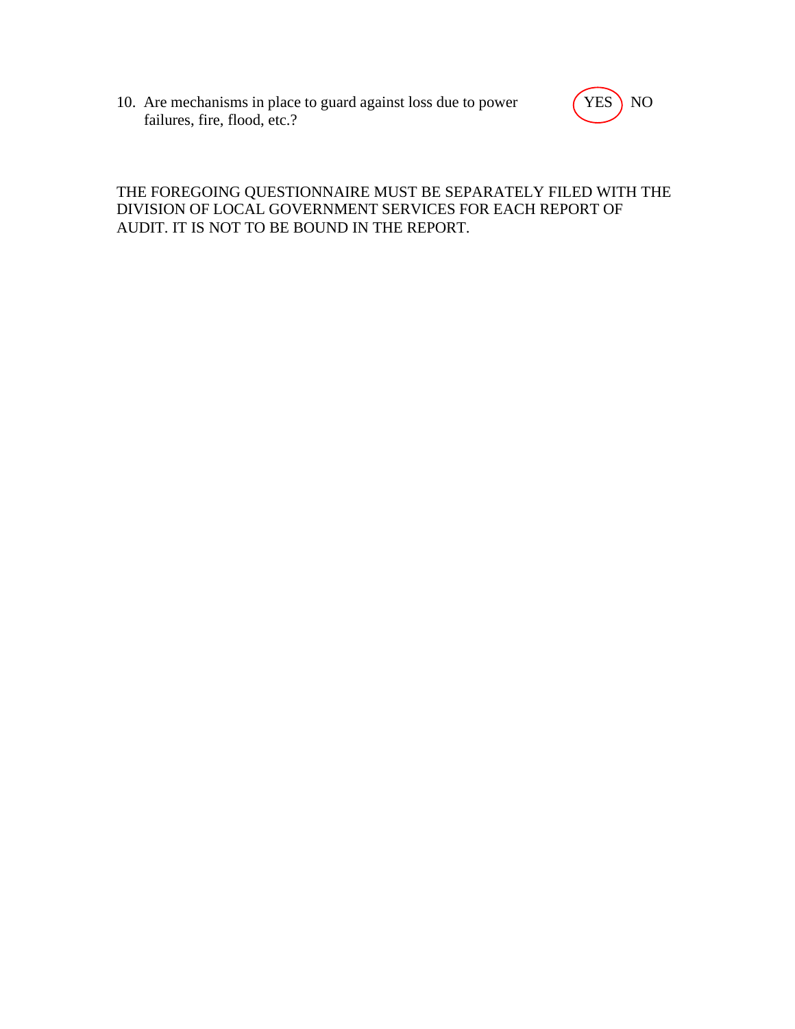10. Are mechanisms in place to guard against loss due to power failures, fire, flood, etc.? **(YES)** NO

THE FOREGOING QUESTIONNAIRE MUST BE SEPARATELY FILED WITH THE DIVISION OF LOCAL GOVERNMENT SERVICES FOR EACH REPORT OF AUDIT. IT IS NOT TO BE BOUND IN THE REPORT.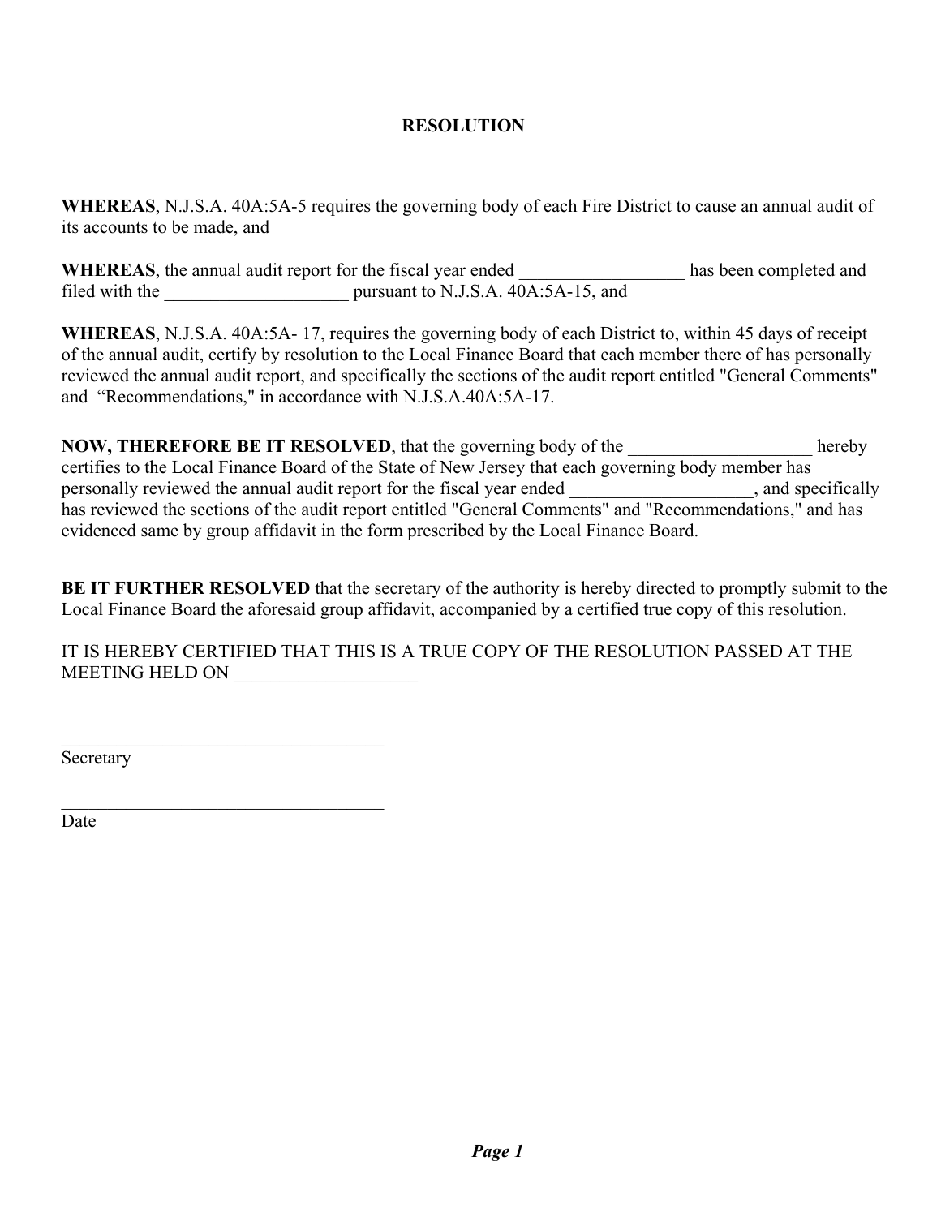# RESOLUTION

**WHEREAS**, N.J.S.A. 40A:5A-5 requires the governing body of each Fire District to cause an annual audit of its accounts to be made, and

**WHEREAS**, the annual audit report for the fiscal year ended __________________ has been completed and filed with the ____________________ pursuant to N.J.S.A. 40A:5A-15, and

**WHEREAS**, N.J.S.A. 40A:5A- 17, requires the governing body of each District to, within 45 days of receipt of the annual audit, certify by resolution to the Local Finance Board that each member there of has personally reviewed the annual audit report, and specifically the sections of the audit report entitled "General Comments" and "Recommendations," in accordance with N.J.S.A.40A:5A-17.

**NOW, THEREFORE BE IT RESOLVED**, that the governing body of the ____________________ hereby certifies to the Local Finance Board of the State of New Jersey that each governing body member has personally reviewed the annual audit report for the fiscal year ended ____________________, and specifically has reviewed the sections of the audit report entitled "General Comments" and "Recommendations," and has evidenced same by group affidavit in the form prescribed by the Local Finance Board.

**BE IT FURTHER RESOLVED** that the secretary of the authority is hereby directed to promptly submit to the Local Finance Board the aforesaid group affidavit, accompanied by a certified true copy of this resolution.

IT IS HEREBY CERTIFIED THAT THIS IS A TRUE COPY OF THE RESOLUTION PASSED AT THE MEETING HELD ON ____________________

_____________________________________
Secretary

_____________________________________
Date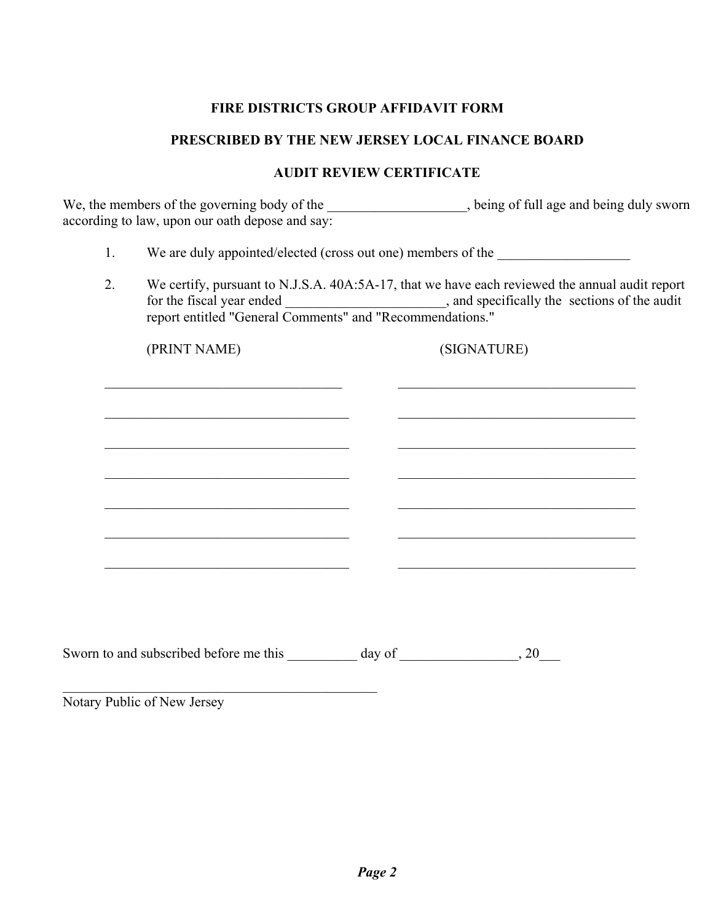## FIRE DISTRICTS GROUP AFFIDAVIT FORM

## PRESCRIBED BY THE NEW JERSEY LOCAL FINANCE BOARD

## AUDIT REVIEW CERTIFICATE

We, the members of the governing body of the ____________________, being of full age and being duly sworn according to law, upon our oath depose and say:

1. We are duly appointed/elected (cross out one) members of the ___________________

2. We certify, pursuant to N.J.S.A. 40A:5A-17, that we have each reviewed the annual audit report for the fiscal year ended _______________________, and specifically the sections of the audit report entitled "General Comments" and "Recommendations."

| (PRINT NAME) | (SIGNATURE) |
|---|---|
| ___________________________________ | ___________________________________ |
| ___________________________________ | ___________________________________ |
| ___________________________________ | ___________________________________ |
| ___________________________________ | ___________________________________ |
| ___________________________________ | ___________________________________ |
| ___________________________________ | ___________________________________ |
| ___________________________________ | ___________________________________ |

Sworn to and subscribed before me this __________ day of _________________, 20___

_______________________________________________
Notary Public of New Jersey